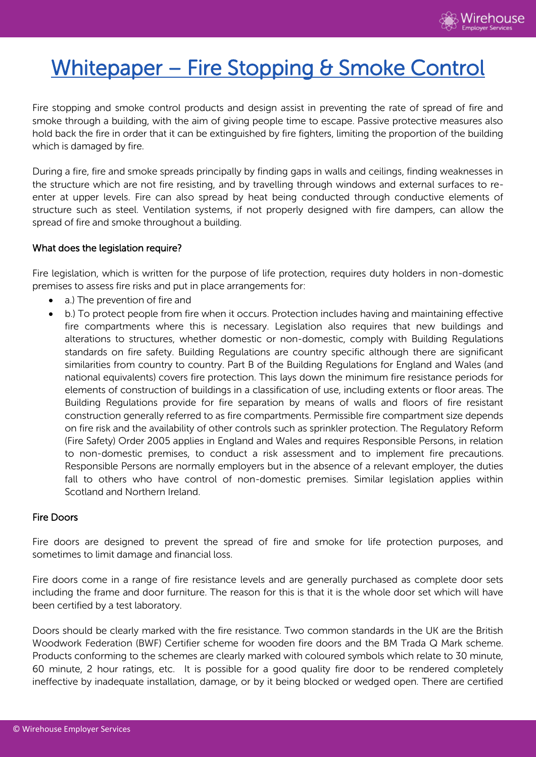# Whitepaper – Fire Stopping & Smoke Control

Fire stopping and smoke control products and design assist in preventing the rate of spread of fire and smoke through a building, with the aim of giving people time to escape. Passive protective measures also hold back the fire in order that it can be extinguished by fire fighters, limiting the proportion of the building which is damaged by fire.

During a fire, fire and smoke spreads principally by finding gaps in walls and ceilings, finding weaknesses in the structure which are not fire resisting, and by travelling through windows and external surfaces to re-enter at upper levels. Fire can also spread by heat being conducted through conductive elements of structure such as steel. Ventilation systems, if not properly designed with fire dampers, can allow the spread of fire and smoke throughout a building.

## What does the legislation require?

Fire legislation, which is written for the purpose of life protection, requires duty holders in non-domestic premises to assess fire risks and put in place arrangements for:

- a.) The prevention of fire and
- b.) To protect people from fire when it occurs. Protection includes having and maintaining effective fire compartments where this is necessary. Legislation also requires that new buildings and alterations to structures, whether domestic or non-domestic, comply with Building Regulations standards on fire safety. Building Regulations are country specific although there are significant similarities from country to country. Part B of the Building Regulations for England and Wales (and national equivalents) covers fire protection. This lays down the minimum fire resistance periods for elements of construction of buildings in a classification of use, including extents or floor areas. The Building Regulations provide for fire separation by means of walls and floors of fire resistant construction generally referred to as fire compartments. Permissible fire compartment size depends on fire risk and the availability of other controls such as sprinkler protection. The Regulatory Reform (Fire Safety) Order 2005 applies in England and Wales and requires Responsible Persons, in relation to non-domestic premises, to conduct a risk assessment and to implement fire precautions. Responsible Persons are normally employers but in the absence of a relevant employer, the duties fall to others who have control of non-domestic premises. Similar legislation applies within Scotland and Northern Ireland.

## Fire Doors

Fire doors are designed to prevent the spread of fire and smoke for life protection purposes, and sometimes to limit damage and financial loss.

Fire doors come in a range of fire resistance levels and are generally purchased as complete door sets including the frame and door furniture. The reason for this is that it is the whole door set which will have been certified by a test laboratory.

Doors should be clearly marked with the fire resistance. Two common standards in the UK are the British Woodwork Federation (BWF) Certifier scheme for wooden fire doors and the BM Trada Q Mark scheme. Products conforming to the schemes are clearly marked with coloured symbols which relate to 30 minute, 60 minute, 2 hour ratings, etc. It is possible for a good quality fire door to be rendered completely ineffective by inadequate installation, damage, or by it being blocked or wedged open. There are certified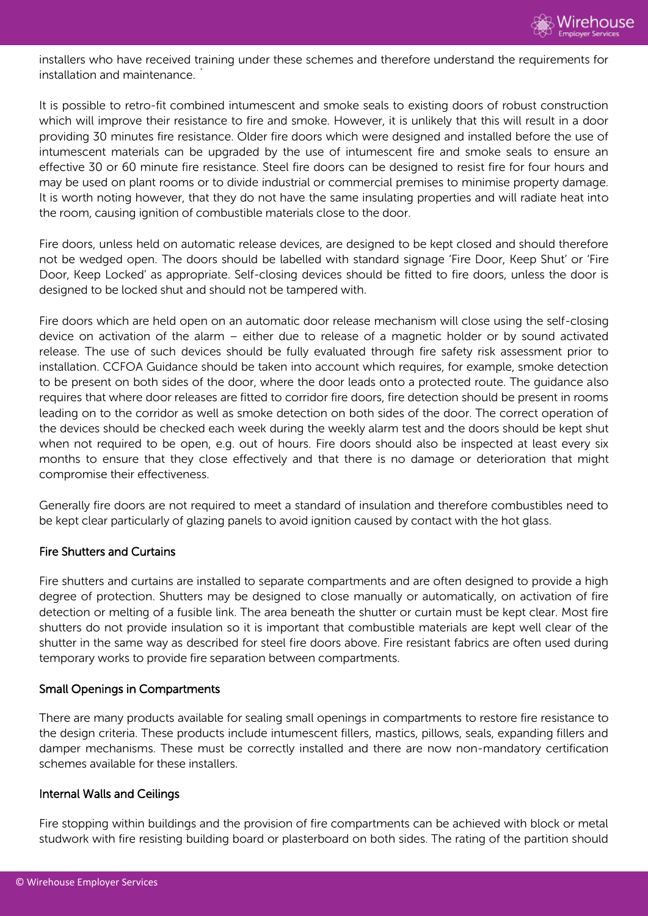installers who have received training under these schemes and therefore understand the requirements for installation and maintenance. `

It is possible to retro-fit combined intumescent and smoke seals to existing doors of robust construction which will improve their resistance to fire and smoke. However, it is unlikely that this will result in a door providing 30 minutes fire resistance. Older fire doors which were designed and installed before the use of intumescent materials can be upgraded by the use of intumescent fire and smoke seals to ensure an effective 30 or 60 minute fire resistance. Steel fire doors can be designed to resist fire for four hours and may be used on plant rooms or to divide industrial or commercial premises to minimise property damage. It is worth noting however, that they do not have the same insulating properties and will radiate heat into the room, causing ignition of combustible materials close to the door.

Fire doors, unless held on automatic release devices, are designed to be kept closed and should therefore not be wedged open. The doors should be labelled with standard signage 'Fire Door, Keep Shut' or 'Fire Door, Keep Locked' as appropriate. Self-closing devices should be fitted to fire doors, unless the door is designed to be locked shut and should not be tampered with.

Fire doors which are held open on an automatic door release mechanism will close using the self-closing device on activation of the alarm – either due to release of a magnetic holder or by sound activated release. The use of such devices should be fully evaluated through fire safety risk assessment prior to installation. CCFOA Guidance should be taken into account which requires, for example, smoke detection to be present on both sides of the door, where the door leads onto a protected route. The guidance also requires that where door releases are fitted to corridor fire doors, fire detection should be present in rooms leading on to the corridor as well as smoke detection on both sides of the door. The correct operation of the devices should be checked each week during the weekly alarm test and the doors should be kept shut when not required to be open, e.g. out of hours. Fire doors should also be inspected at least every six months to ensure that they close effectively and that there is no damage or deterioration that might compromise their effectiveness.

Generally fire doors are not required to meet a standard of insulation and therefore combustibles need to be kept clear particularly of glazing panels to avoid ignition caused by contact with the hot glass.

### Fire Shutters and Curtains

Fire shutters and curtains are installed to separate compartments and are often designed to provide a high degree of protection. Shutters may be designed to close manually or automatically, on activation of fire detection or melting of a fusible link. The area beneath the shutter or curtain must be kept clear. Most fire shutters do not provide insulation so it is important that combustible materials are kept well clear of the shutter in the same way as described for steel fire doors above. Fire resistant fabrics are often used during temporary works to provide fire separation between compartments.

### Small Openings in Compartments

There are many products available for sealing small openings in compartments to restore fire resistance to the design criteria. These products include intumescent fillers, mastics, pillows, seals, expanding fillers and damper mechanisms. These must be correctly installed and there are now non-mandatory certification schemes available for these installers.

### Internal Walls and Ceilings

Fire stopping within buildings and the provision of fire compartments can be achieved with block or metal studwork with fire resisting building board or plasterboard on both sides. The rating of the partition should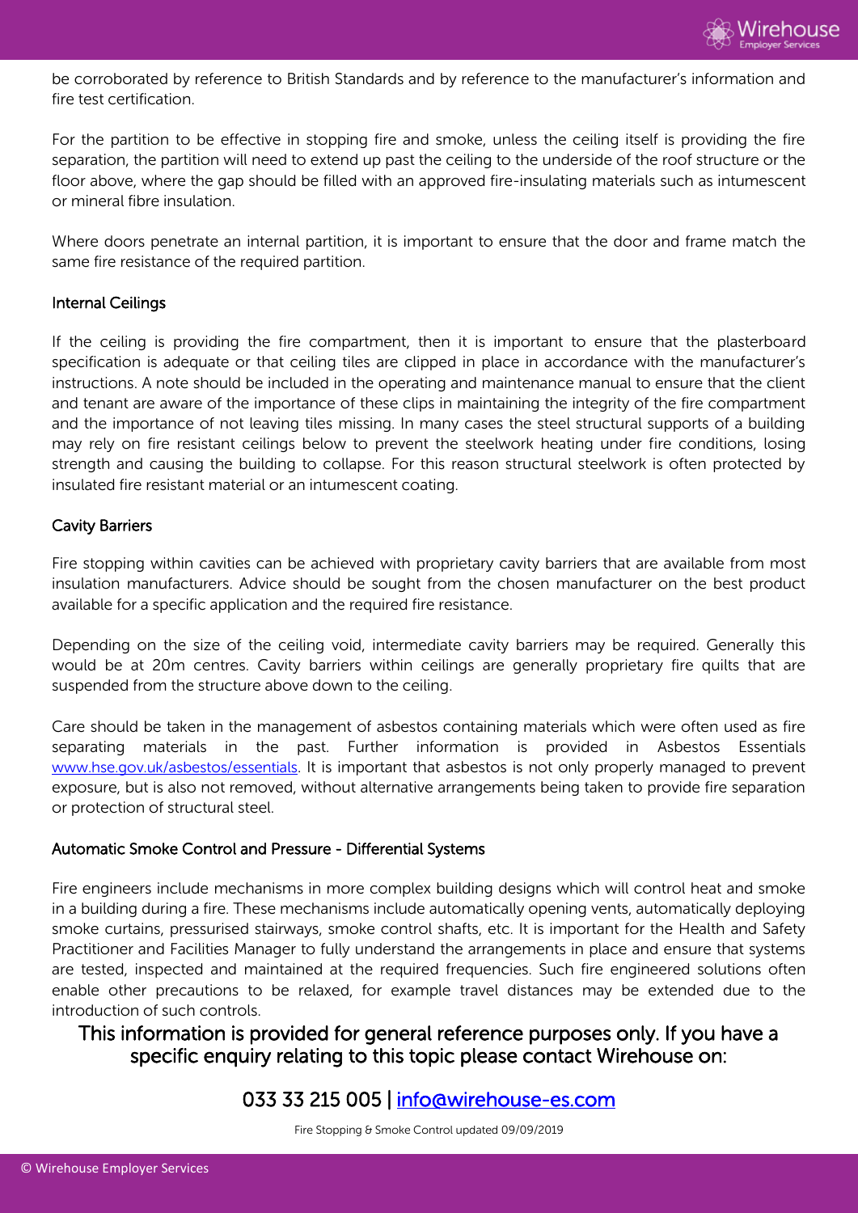be corroborated by reference to British Standards and by reference to the manufacturer's information and fire test certification.

For the partition to be effective in stopping fire and smoke, unless the ceiling itself is providing the fire separation, the partition will need to extend up past the ceiling to the underside of the roof structure or the floor above, where the gap should be filled with an approved fire-insulating materials such as intumescent or mineral fibre insulation.

Where doors penetrate an internal partition, it is important to ensure that the door and frame match the same fire resistance of the required partition.

### Internal Ceilings

If the ceiling is providing the fire compartment, then it is important to ensure that the plasterboard specification is adequate or that ceiling tiles are clipped in place in accordance with the manufacturer's instructions. A note should be included in the operating and maintenance manual to ensure that the client and tenant are aware of the importance of these clips in maintaining the integrity of the fire compartment and the importance of not leaving tiles missing. In many cases the steel structural supports of a building may rely on fire resistant ceilings below to prevent the steelwork heating under fire conditions, losing strength and causing the building to collapse. For this reason structural steelwork is often protected by insulated fire resistant material or an intumescent coating.

### Cavity Barriers

Fire stopping within cavities can be achieved with proprietary cavity barriers that are available from most insulation manufacturers. Advice should be sought from the chosen manufacturer on the best product available for a specific application and the required fire resistance.

Depending on the size of the ceiling void, intermediate cavity barriers may be required. Generally this would be at 20m centres. Cavity barriers within ceilings are generally proprietary fire quilts that are suspended from the structure above down to the ceiling.

Care should be taken in the management of asbestos containing materials which were often used as fire separating materials in the past. Further information is provided in Asbestos Essentials [www.hse.gov.uk/asbestos/essentials](http://www.hse.gov.uk/asbestos/essentials). It is important that asbestos is not only properly managed to prevent exposure, but is also not removed, without alternative arrangements being taken to provide fire separation or protection of structural steel.

### Automatic Smoke Control and Pressure - Differential Systems

Fire engineers include mechanisms in more complex building designs which will control heat and smoke in a building during a fire. These mechanisms include automatically opening vents, automatically deploying smoke curtains, pressurised stairways, smoke control shafts, etc. It is important for the Health and Safety Practitioner and Facilities Manager to fully understand the arrangements in place and ensure that systems are tested, inspected and maintained at the required frequencies. Such fire engineered solutions often enable other precautions to be relaxed, for example travel distances may be extended due to the introduction of such controls.

This information is provided for general reference purposes only. If you have a specific enquiry relating to this topic please contact Wirehouse on:

033 33 215 005 | [info@wirehouse-es.com](mailto:info@wirehouse-es.com)

Fire Stopping & Smoke Control updated 09/09/2019